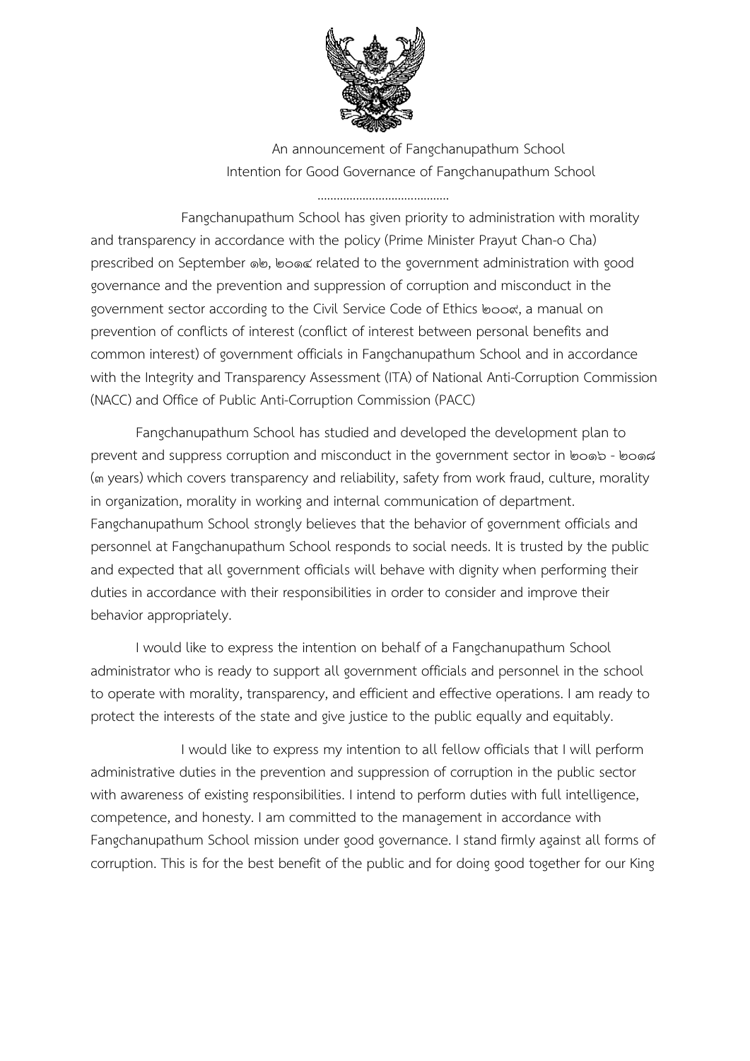An announcement of Fangchanupathum School
Intention for Good Governance of Fangchanupathum School

........................................

Fangchanupathum School has given priority to administration with morality and transparency in accordance with the policy (Prime Minister Prayut Chan-o Cha) prescribed on September ๑๒, ๒๐๑๔ related to the government administration with good governance and the prevention and suppression of corruption and misconduct in the government sector according to the Civil Service Code of Ethics ๒๐๐๙, a manual on prevention of conflicts of interest (conflict of interest between personal benefits and common interest) of government officials in Fangchanupathum School and in accordance with the Integrity and Transparency Assessment (ITA) of National Anti-Corruption Commission (NACC) and Office of Public Anti-Corruption Commission (PACC)

Fangchanupathum School has studied and developed the development plan to prevent and suppress corruption and misconduct in the government sector in ๒๐๑๖ - ๒๐๑๘ (๓ years) which covers transparency and reliability, safety from work fraud, culture, morality in organization, morality in working and internal communication of department. Fangchanupathum School strongly believes that the behavior of government officials and personnel at Fangchanupathum School responds to social needs. It is trusted by the public and expected that all government officials will behave with dignity when performing their duties in accordance with their responsibilities in order to consider and improve their behavior appropriately.

I would like to express the intention on behalf of a Fangchanupathum School administrator who is ready to support all government officials and personnel in the school to operate with morality, transparency, and efficient and effective operations. I am ready to protect the interests of the state and give justice to the public equally and equitably.

I would like to express my intention to all fellow officials that I will perform administrative duties in the prevention and suppression of corruption in the public sector with awareness of existing responsibilities. I intend to perform duties with full intelligence, competence, and honesty. I am committed to the management in accordance with Fangchanupathum School mission under good governance. I stand firmly against all forms of corruption. This is for the best benefit of the public and for doing good together for our King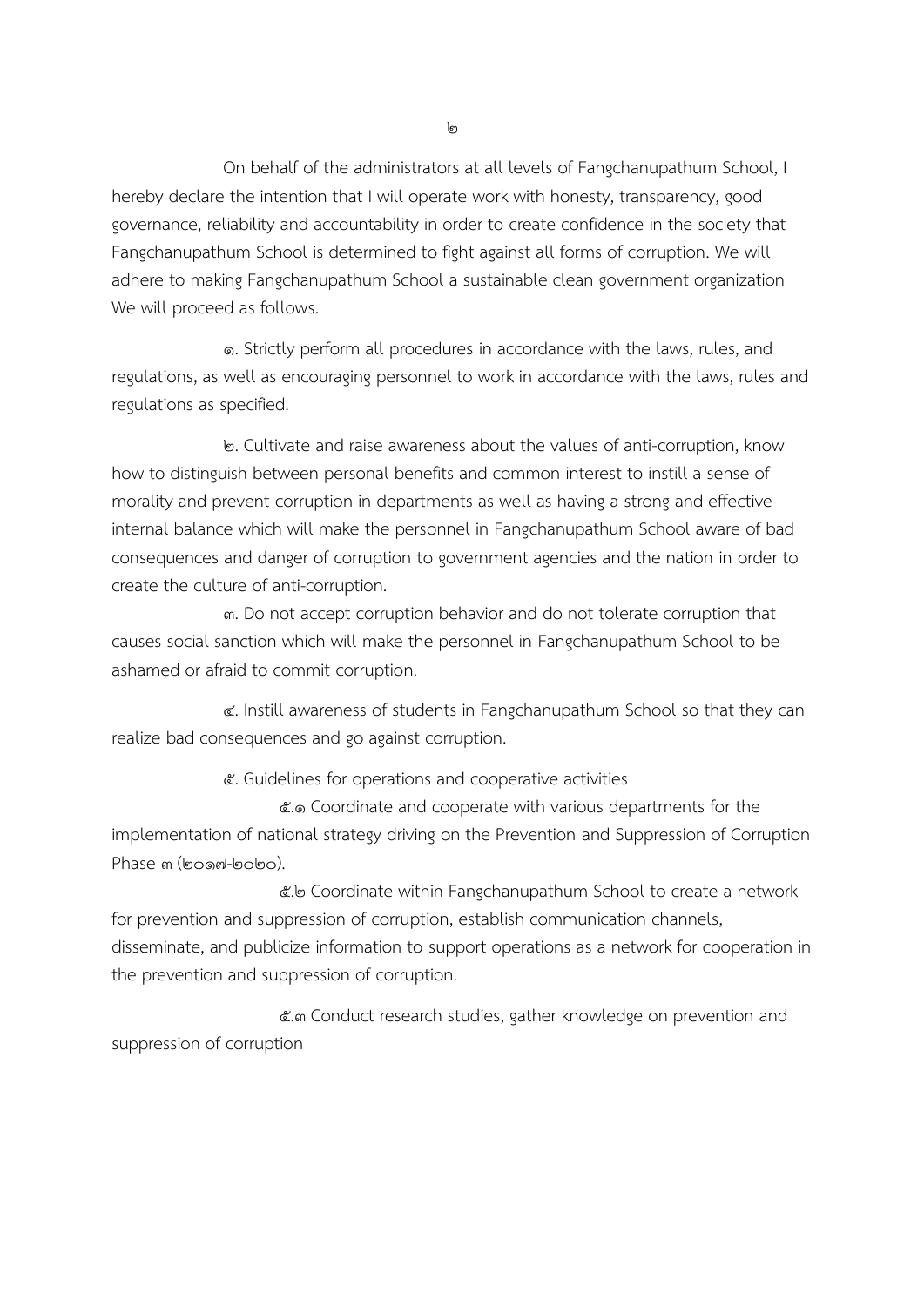On behalf of the administrators at all levels of Fangchanupathum School, I hereby declare the intention that I will operate work with honesty, transparency, good governance, reliability and accountability in order to create confidence in the society that Fangchanupathum School is determined to fight against all forms of corruption. We will adhere to making Fangchanupathum School a sustainable clean government organization We will proceed as follows.

๑. Strictly perform all procedures in accordance with the laws, rules, and regulations, as well as encouraging personnel to work in accordance with the laws, rules and regulations as specified.

๒. Cultivate and raise awareness about the values of anti-corruption, know how to distinguish between personal benefits and common interest to instill a sense of morality and prevent corruption in departments as well as having a strong and effective internal balance which will make the personnel in Fangchanupathum School aware of bad consequences and danger of corruption to government agencies and the nation in order to create the culture of anti-corruption.

๓. Do not accept corruption behavior and do not tolerate corruption that causes social sanction which will make the personnel in Fangchanupathum School to be ashamed or afraid to commit corruption.

๔. Instill awareness of students in Fangchanupathum School so that they can realize bad consequences and go against corruption.

๕. Guidelines for operations and cooperative activities

๕.๑ Coordinate and cooperate with various departments for the implementation of national strategy driving on the Prevention and Suppression of Corruption Phase ๓ (๒๐๑๗-๒๐๒๐).

๕.๒ Coordinate within Fangchanupathum School to create a network for prevention and suppression of corruption, establish communication channels, disseminate, and publicize information to support operations as a network for cooperation in the prevention and suppression of corruption.

๕.๓ Conduct research studies, gather knowledge on prevention and suppression of corruption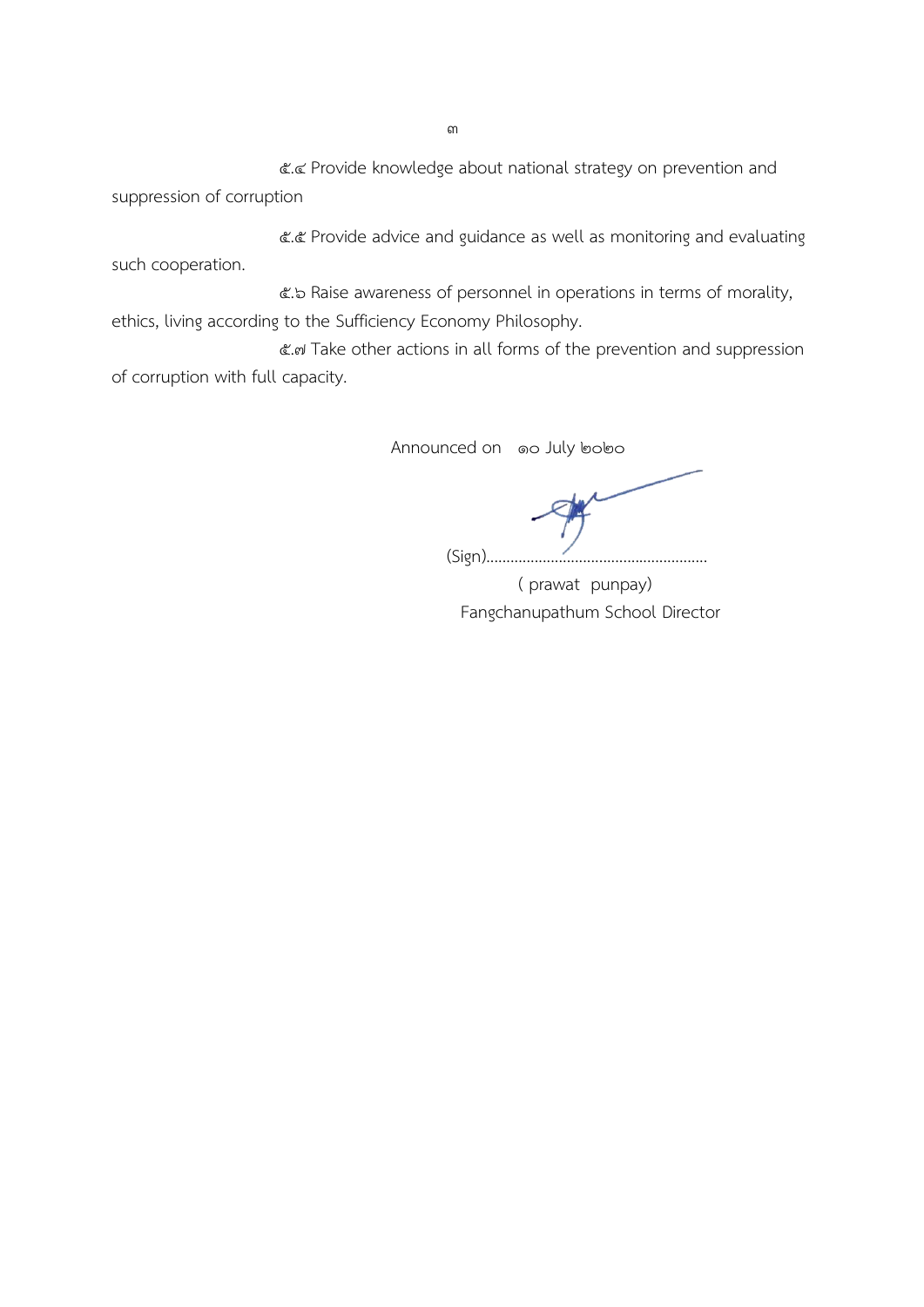๕.๔ Provide knowledge about national strategy on prevention and suppression of corruption

๕.๕ Provide advice and guidance as well as monitoring and evaluating such cooperation.

๕.๖ Raise awareness of personnel in operations in terms of morality, ethics, living according to the Sufficiency Economy Philosophy.

๕.๗ Take other actions in all forms of the prevention and suppression of corruption with full capacity.

Announced on ๑๐ July ๒๐๒๐

(Sign)......................................................

( prawat punpay)

Fangchanupathum School Director